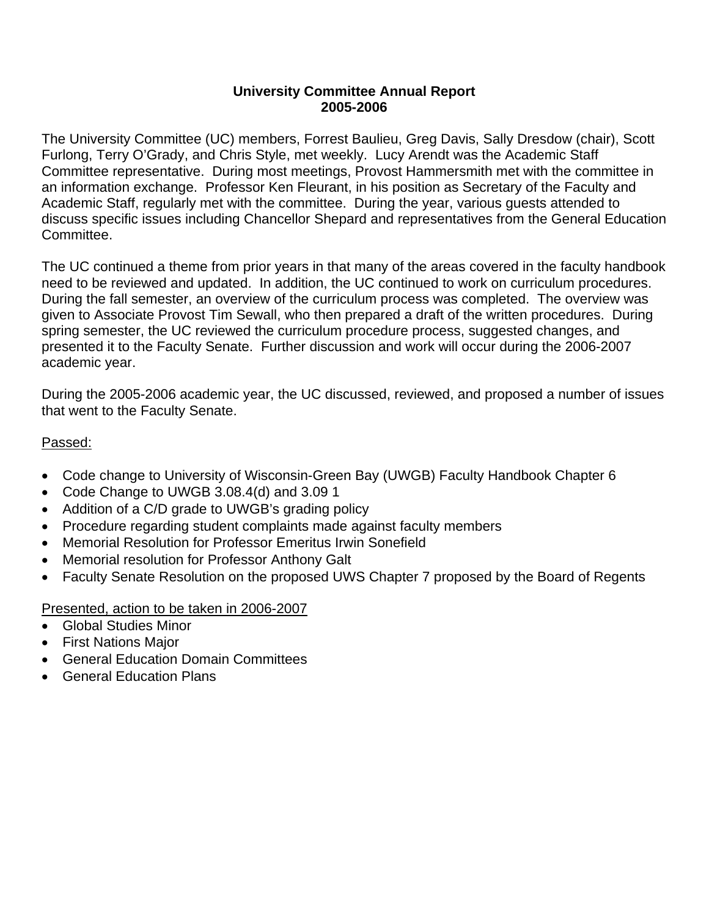# University Committee Annual Report 2005-2006

The University Committee (UC) members, Forrest Baulieu, Greg Davis, Sally Dresdow (chair), Scott Furlong, Terry O'Grady, and Chris Style, met weekly. Lucy Arendt was the Academic Staff Committee representative. During most meetings, Provost Hammersmith met with the committee in an information exchange. Professor Ken Fleurant, in his position as Secretary of the Faculty and Academic Staff, regularly met with the committee. During the year, various guests attended to discuss specific issues including Chancellor Shepard and representatives from the General Education Committee.

The UC continued a theme from prior years in that many of the areas covered in the faculty handbook need to be reviewed and updated. In addition, the UC continued to work on curriculum procedures. During the fall semester, an overview of the curriculum process was completed. The overview was given to Associate Provost Tim Sewall, who then prepared a draft of the written procedures. During spring semester, the UC reviewed the curriculum procedure process, suggested changes, and presented it to the Faculty Senate. Further discussion and work will occur during the 2006-2007 academic year.

During the 2005-2006 academic year, the UC discussed, reviewed, and proposed a number of issues that went to the Faculty Senate.

<u>Passed:</u>

- Code change to University of Wisconsin-Green Bay (UWGB) Faculty Handbook Chapter 6
- Code Change to UWGB 3.08.4(d) and 3.09 1
- Addition of a C/D grade to UWGB's grading policy
- Procedure regarding student complaints made against faculty members
- Memorial Resolution for Professor Emeritus Irwin Sonefield
- Memorial resolution for Professor Anthony Galt
- Faculty Senate Resolution on the proposed UWS Chapter 7 proposed by the Board of Regents

<u>Presented, action to be taken in 2006-2007</u>

- Global Studies Minor
- First Nations Major
- General Education Domain Committees
- General Education Plans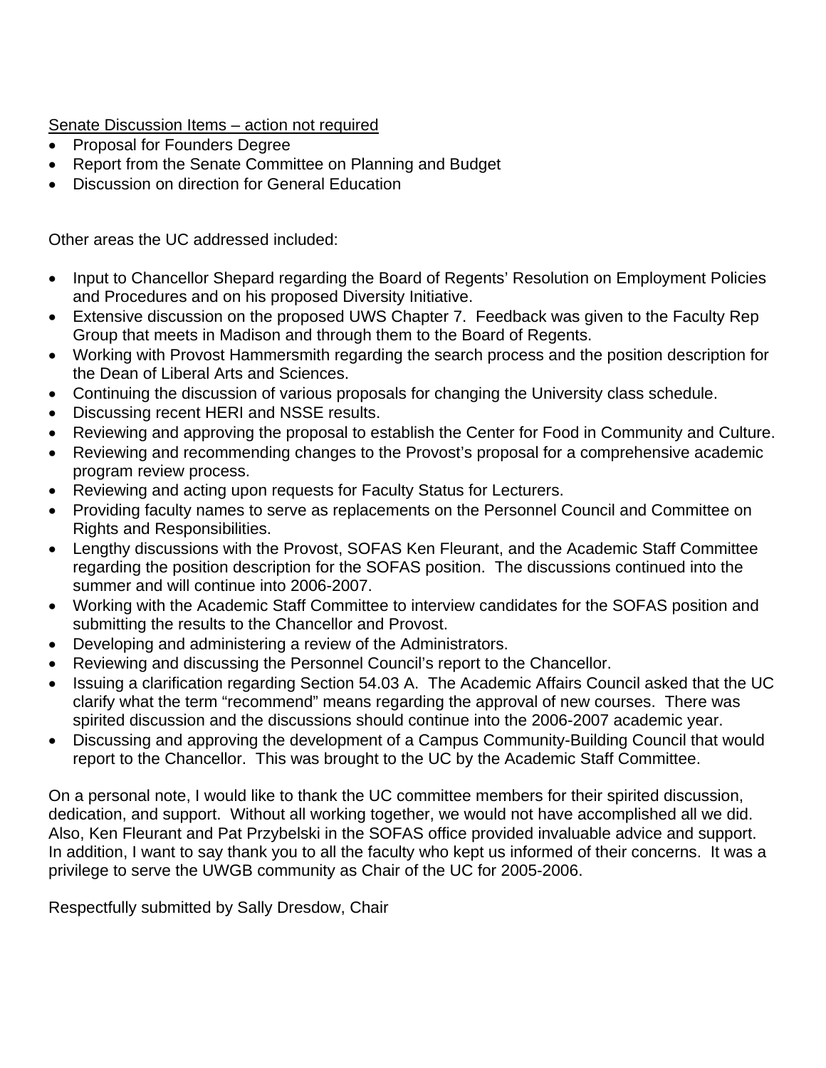<u>Senate Discussion Items – action not required</u>

- Proposal for Founders Degree
- Report from the Senate Committee on Planning and Budget
- Discussion on direction for General Education

Other areas the UC addressed included:

- Input to Chancellor Shepard regarding the Board of Regents' Resolution on Employment Policies and Procedures and on his proposed Diversity Initiative.
- Extensive discussion on the proposed UWS Chapter 7. Feedback was given to the Faculty Rep Group that meets in Madison and through them to the Board of Regents.
- Working with Provost Hammersmith regarding the search process and the position description for the Dean of Liberal Arts and Sciences.
- Continuing the discussion of various proposals for changing the University class schedule.
- Discussing recent HERI and NSSE results.
- Reviewing and approving the proposal to establish the Center for Food in Community and Culture.
- Reviewing and recommending changes to the Provost's proposal for a comprehensive academic program review process.
- Reviewing and acting upon requests for Faculty Status for Lecturers.
- Providing faculty names to serve as replacements on the Personnel Council and Committee on Rights and Responsibilities.
- Lengthy discussions with the Provost, SOFAS Ken Fleurant, and the Academic Staff Committee regarding the position description for the SOFAS position. The discussions continued into the summer and will continue into 2006-2007.
- Working with the Academic Staff Committee to interview candidates for the SOFAS position and submitting the results to the Chancellor and Provost.
- Developing and administering a review of the Administrators.
- Reviewing and discussing the Personnel Council's report to the Chancellor.
- Issuing a clarification regarding Section 54.03 A. The Academic Affairs Council asked that the UC clarify what the term "recommend" means regarding the approval of new courses. There was spirited discussion and the discussions should continue into the 2006-2007 academic year.
- Discussing and approving the development of a Campus Community-Building Council that would report to the Chancellor. This was brought to the UC by the Academic Staff Committee.

On a personal note, I would like to thank the UC committee members for their spirited discussion, dedication, and support. Without all working together, we would not have accomplished all we did. Also, Ken Fleurant and Pat Przybelski in the SOFAS office provided invaluable advice and support. In addition, I want to say thank you to all the faculty who kept us informed of their concerns. It was a privilege to serve the UWGB community as Chair of the UC for 2005-2006.

Respectfully submitted by Sally Dresdow, Chair